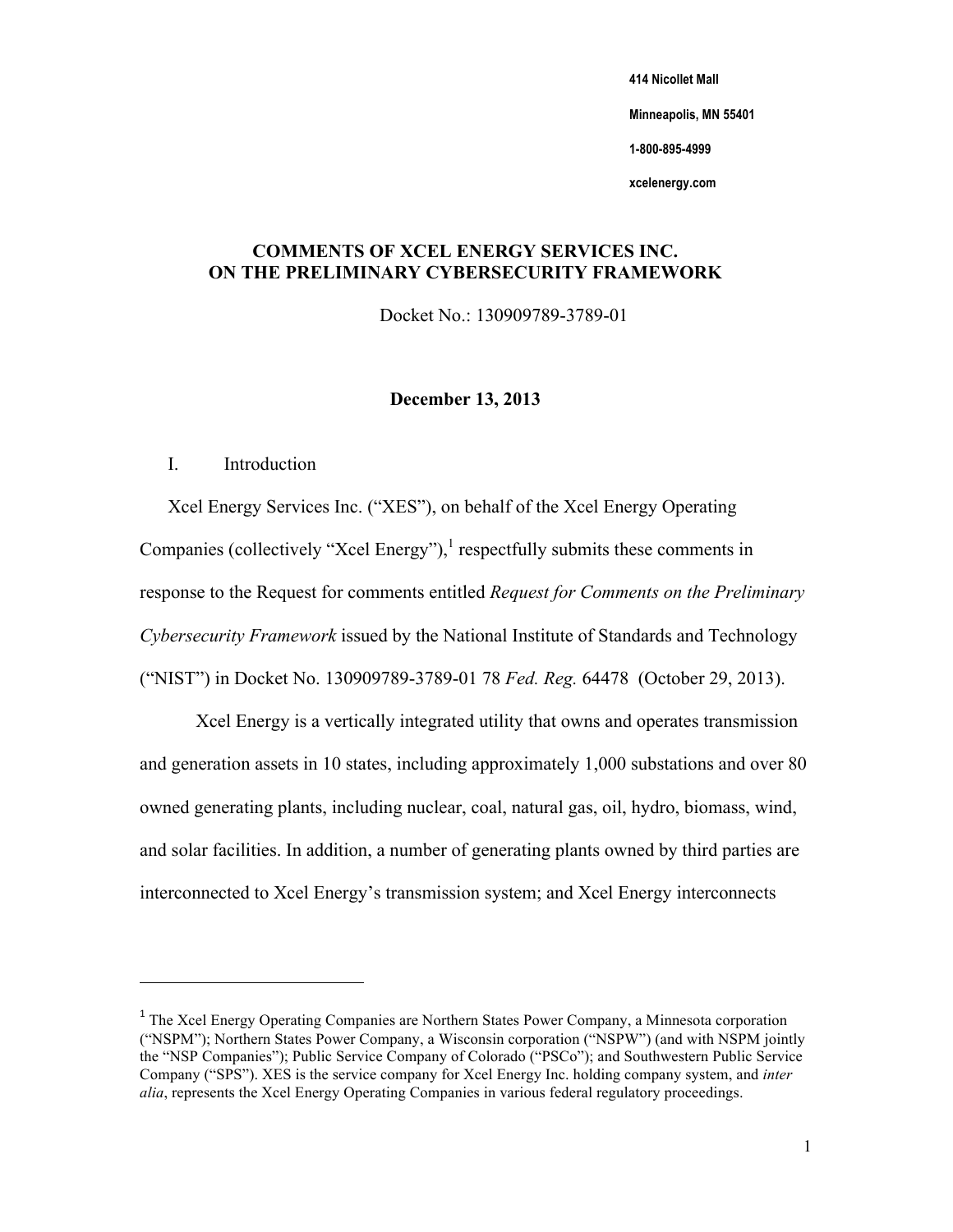414 Nicollet Mall

Minneapolis, MN 55401

1-800-895-4999

xcelenergy.com

# COMMENTS OF XCEL ENERGY SERVICES INC. ON THE PRELIMINARY CYBERSECURITY FRAMEWORK

Docket No.: 130909789-3789-01

**December 13, 2013**

I. Introduction

Xcel Energy Services Inc. ("XES"), on behalf of the Xcel Energy Operating Companies (collectively "Xcel Energy"),[1] respectfully submits these comments in response to the Request for comments entitled *Request for Comments on the Preliminary Cybersecurity Framework* issued by the National Institute of Standards and Technology ("NIST") in Docket No. 130909789-3789-01 78 *Fed. Reg.* 64478 (October 29, 2013).

Xcel Energy is a vertically integrated utility that owns and operates transmission and generation assets in 10 states, including approximately 1,000 substations and over 80 owned generating plants, including nuclear, coal, natural gas, oil, hydro, biomass, wind, and solar facilities. In addition, a number of generating plants owned by third parties are interconnected to Xcel Energy's transmission system; and Xcel Energy interconnects

[1] The Xcel Energy Operating Companies are Northern States Power Company, a Minnesota corporation ("NSPM"); Northern States Power Company, a Wisconsin corporation ("NSPW") (and with NSPM jointly the "NSP Companies"); Public Service Company of Colorado ("PSCo"); and Southwestern Public Service Company ("SPS"). XES is the service company for Xcel Energy Inc. holding company system, and *inter alia*, represents the Xcel Energy Operating Companies in various federal regulatory proceedings.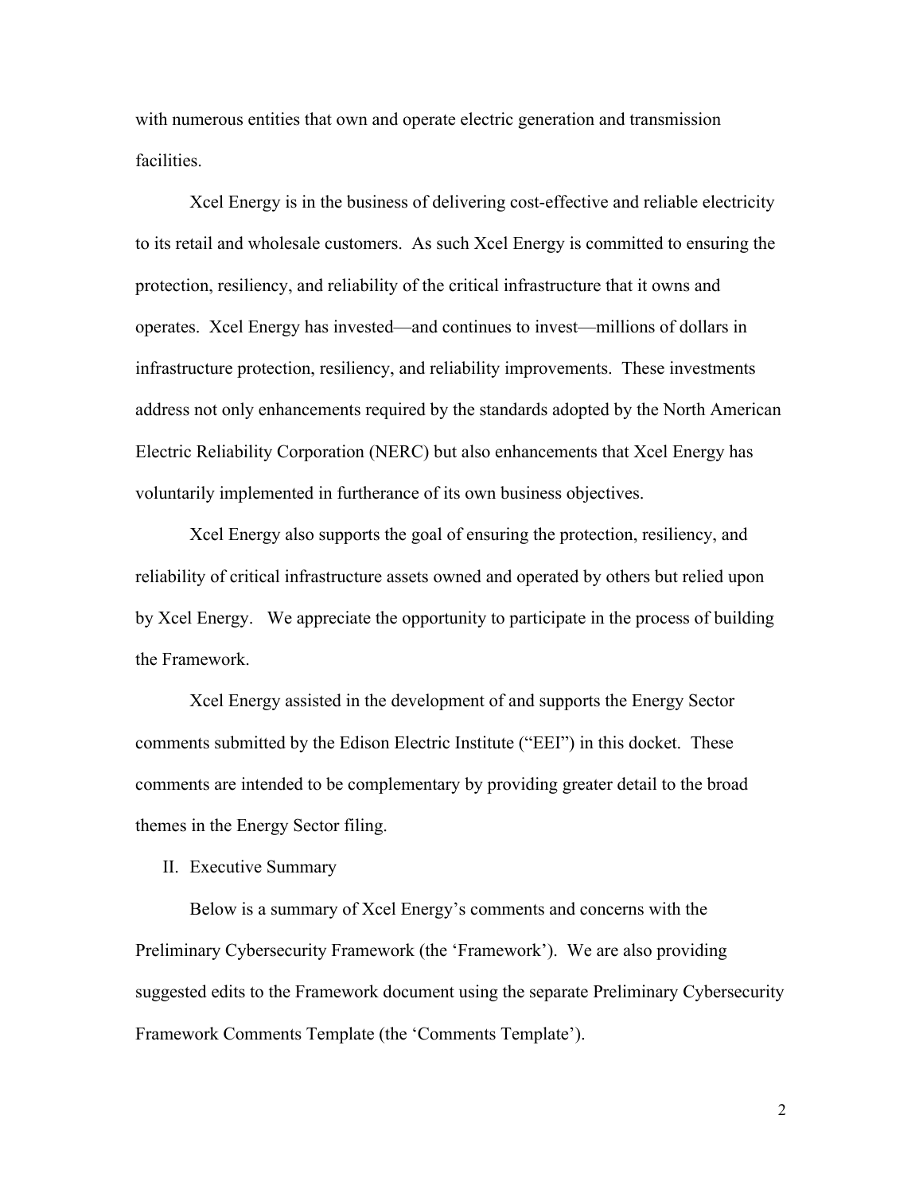with numerous entities that own and operate electric generation and transmission facilities.

Xcel Energy is in the business of delivering cost-effective and reliable electricity to its retail and wholesale customers. As such Xcel Energy is committed to ensuring the protection, resiliency, and reliability of the critical infrastructure that it owns and operates. Xcel Energy has invested—and continues to invest—millions of dollars in infrastructure protection, resiliency, and reliability improvements. These investments address not only enhancements required by the standards adopted by the North American Electric Reliability Corporation (NERC) but also enhancements that Xcel Energy has voluntarily implemented in furtherance of its own business objectives.

Xcel Energy also supports the goal of ensuring the protection, resiliency, and reliability of critical infrastructure assets owned and operated by others but relied upon by Xcel Energy. We appreciate the opportunity to participate in the process of building the Framework.

Xcel Energy assisted in the development of and supports the Energy Sector comments submitted by the Edison Electric Institute ("EEI") in this docket. These comments are intended to be complementary by providing greater detail to the broad themes in the Energy Sector filing.

## II. Executive Summary

Below is a summary of Xcel Energy's comments and concerns with the Preliminary Cybersecurity Framework (the 'Framework'). We are also providing suggested edits to the Framework document using the separate Preliminary Cybersecurity Framework Comments Template (the 'Comments Template').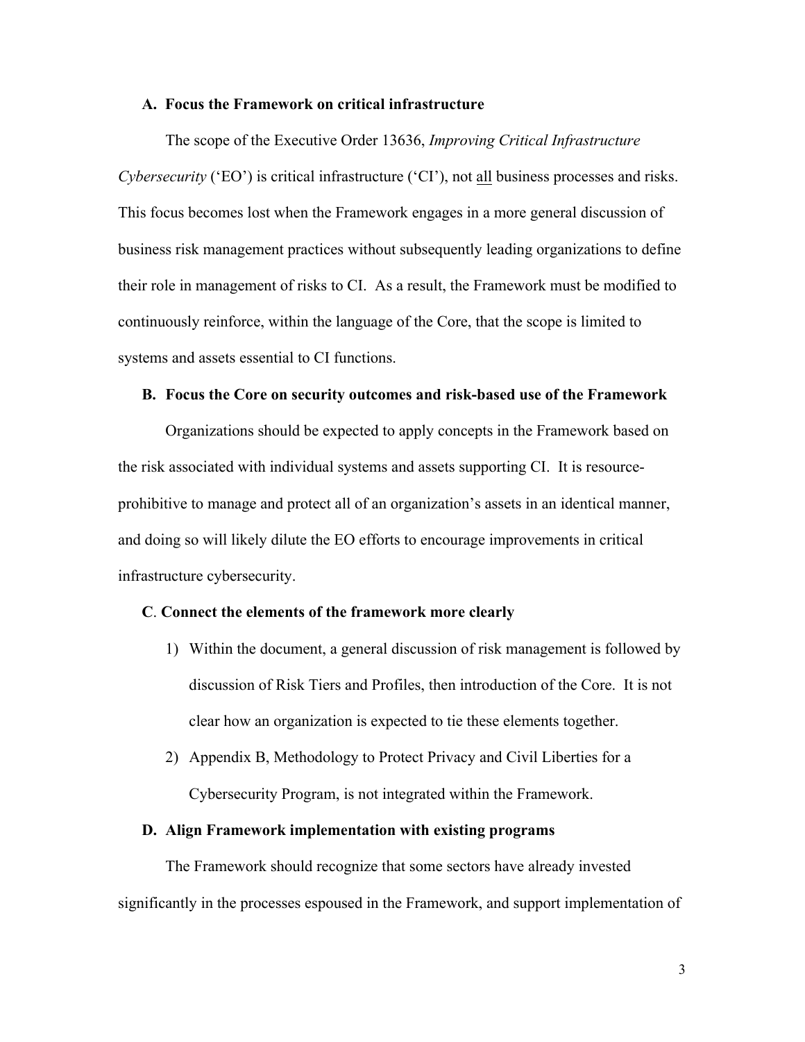### A. Focus the Framework on critical infrastructure

The scope of the Executive Order 13636, *Improving Critical Infrastructure Cybersecurity* ('EO') is critical infrastructure ('CI'), not all business processes and risks. This focus becomes lost when the Framework engages in a more general discussion of business risk management practices without subsequently leading organizations to define their role in management of risks to CI. As a result, the Framework must be modified to continuously reinforce, within the language of the Core, that the scope is limited to systems and assets essential to CI functions.

### B. Focus the Core on security outcomes and risk-based use of the Framework

Organizations should be expected to apply concepts in the Framework based on the risk associated with individual systems and assets supporting CI. It is resource-prohibitive to manage and protect all of an organization's assets in an identical manner, and doing so will likely dilute the EO efforts to encourage improvements in critical infrastructure cybersecurity.

### C. Connect the elements of the framework more clearly

1) Within the document, a general discussion of risk management is followed by discussion of Risk Tiers and Profiles, then introduction of the Core. It is not clear how an organization is expected to tie these elements together.
2) Appendix B, Methodology to Protect Privacy and Civil Liberties for a Cybersecurity Program, is not integrated within the Framework.

### D. Align Framework implementation with existing programs

The Framework should recognize that some sectors have already invested significantly in the processes espoused in the Framework, and support implementation of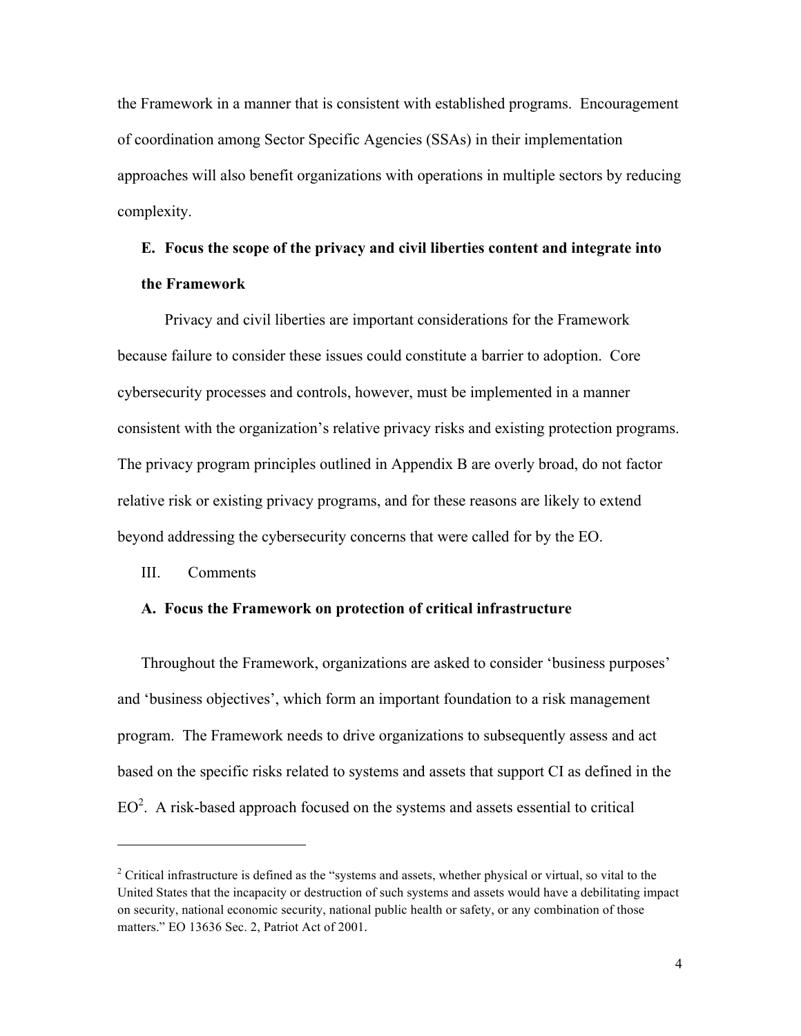the Framework in a manner that is consistent with established programs. Encouragement of coordination among Sector Specific Agencies (SSAs) in their implementation approaches will also benefit organizations with operations in multiple sectors by reducing complexity.

**E. Focus the scope of the privacy and civil liberties content and integrate into the Framework**

Privacy and civil liberties are important considerations for the Framework because failure to consider these issues could constitute a barrier to adoption. Core cybersecurity processes and controls, however, must be implemented in a manner consistent with the organization's relative privacy risks and existing protection programs. The privacy program principles outlined in Appendix B are overly broad, do not factor relative risk or existing privacy programs, and for these reasons are likely to extend beyond addressing the cybersecurity concerns that were called for by the EO.

## III. Comments

**A. Focus the Framework on protection of critical infrastructure**

Throughout the Framework, organizations are asked to consider 'business purposes' and 'business objectives', which form an important foundation to a risk management program. The Framework needs to drive organizations to subsequently assess and act based on the specific risks related to systems and assets that support CI as defined in the EO[2]. A risk-based approach focused on the systems and assets essential to critical

---

[2] Critical infrastructure is defined as the "systems and assets, whether physical or virtual, so vital to the United States that the incapacity or destruction of such systems and assets would have a debilitating impact on security, national economic security, national public health or safety, or any combination of those matters." EO 13636 Sec. 2, Patriot Act of 2001.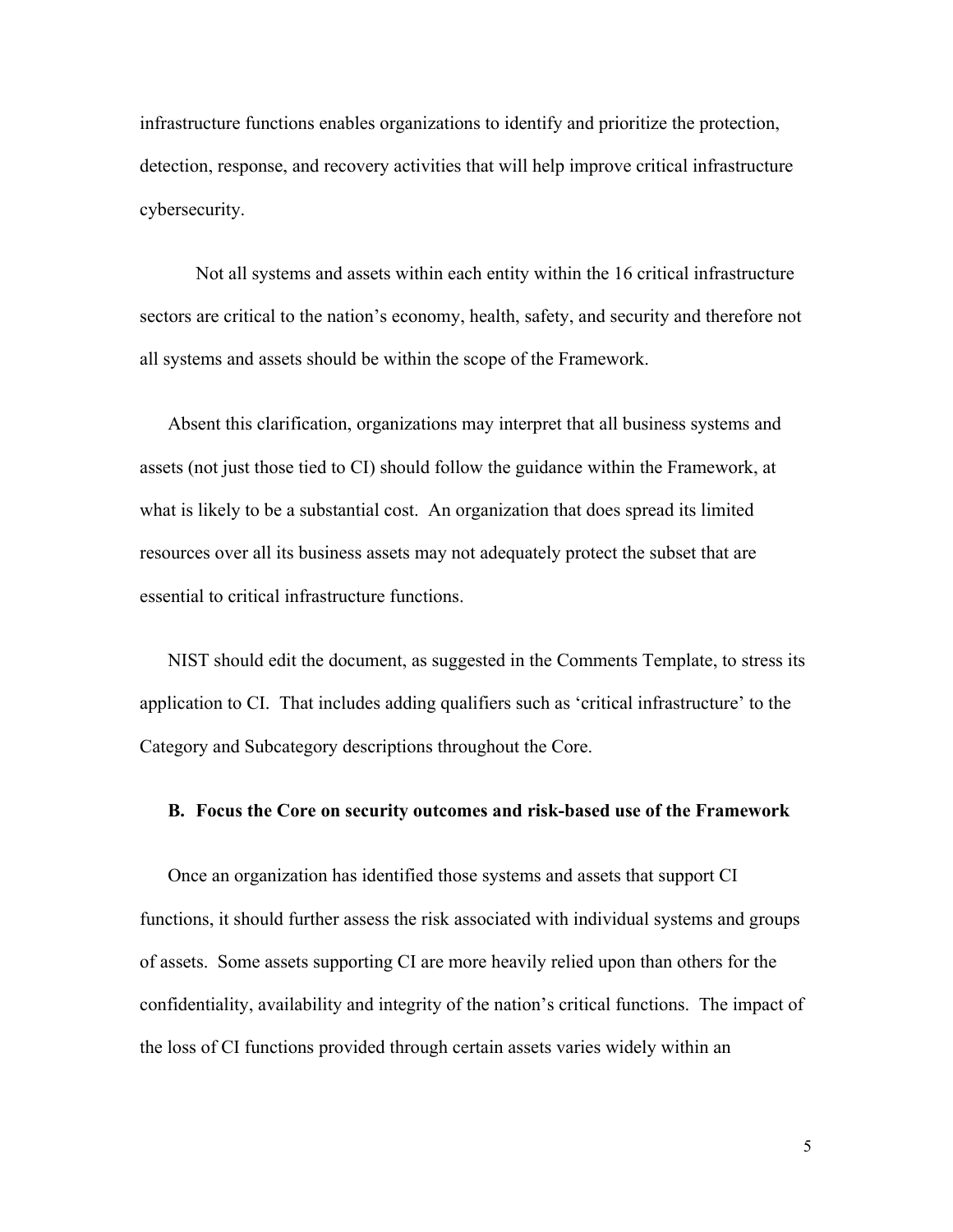infrastructure functions enables organizations to identify and prioritize the protection, detection, response, and recovery activities that will help improve critical infrastructure cybersecurity.

Not all systems and assets within each entity within the 16 critical infrastructure sectors are critical to the nation's economy, health, safety, and security and therefore not all systems and assets should be within the scope of the Framework.

Absent this clarification, organizations may interpret that all business systems and assets (not just those tied to CI) should follow the guidance within the Framework, at what is likely to be a substantial cost. An organization that does spread its limited resources over all its business assets may not adequately protect the subset that are essential to critical infrastructure functions.

NIST should edit the document, as suggested in the Comments Template, to stress its application to CI. That includes adding qualifiers such as 'critical infrastructure' to the Category and Subcategory descriptions throughout the Core.

**B. Focus the Core on security outcomes and risk-based use of the Framework**

Once an organization has identified those systems and assets that support CI functions, it should further assess the risk associated with individual systems and groups of assets. Some assets supporting CI are more heavily relied upon than others for the confidentiality, availability and integrity of the nation's critical functions. The impact of the loss of CI functions provided through certain assets varies widely within an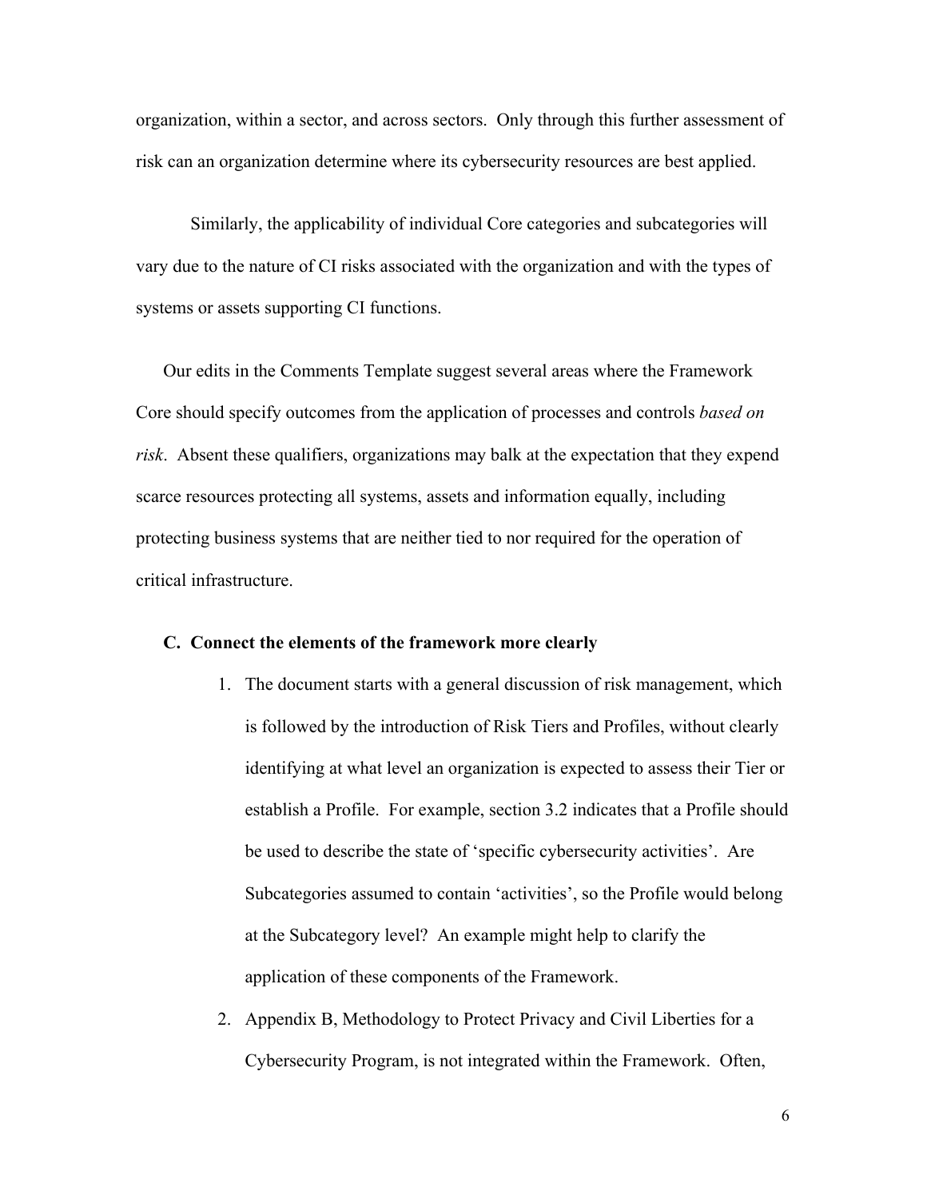organization, within a sector, and across sectors. Only through this further assessment of risk can an organization determine where its cybersecurity resources are best applied.

Similarly, the applicability of individual Core categories and subcategories will vary due to the nature of CI risks associated with the organization and with the types of systems or assets supporting CI functions.

Our edits in the Comments Template suggest several areas where the Framework Core should specify outcomes from the application of processes and controls *based on risk*. Absent these qualifiers, organizations may balk at the expectation that they expend scarce resources protecting all systems, assets and information equally, including protecting business systems that are neither tied to nor required for the operation of critical infrastructure.

**C. Connect the elements of the framework more clearly**

1. The document starts with a general discussion of risk management, which is followed by the introduction of Risk Tiers and Profiles, without clearly identifying at what level an organization is expected to assess their Tier or establish a Profile. For example, section 3.2 indicates that a Profile should be used to describe the state of 'specific cybersecurity activities'. Are Subcategories assumed to contain 'activities', so the Profile would belong at the Subcategory level? An example might help to clarify the application of these components of the Framework.
2. Appendix B, Methodology to Protect Privacy and Civil Liberties for a Cybersecurity Program, is not integrated within the Framework. Often,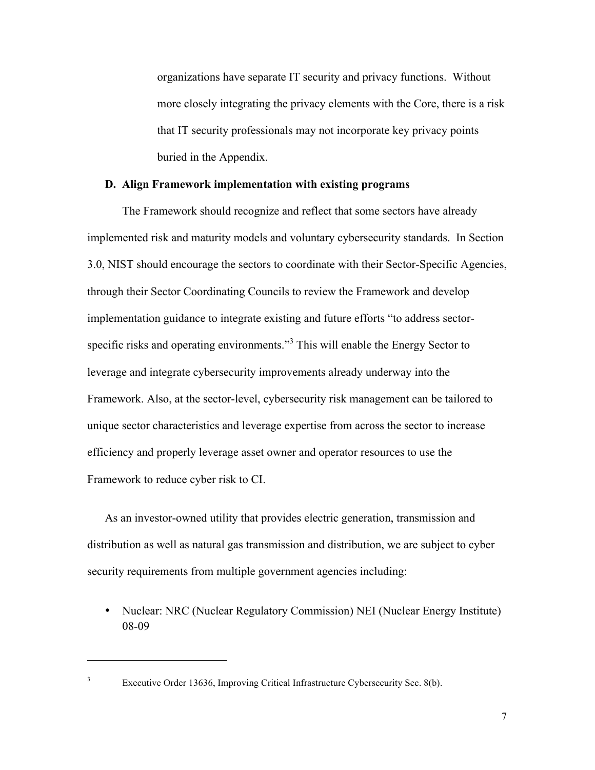organizations have separate IT security and privacy functions. Without more closely integrating the privacy elements with the Core, there is a risk that IT security professionals may not incorporate key privacy points buried in the Appendix.

**D. Align Framework implementation with existing programs**

The Framework should recognize and reflect that some sectors have already implemented risk and maturity models and voluntary cybersecurity standards. In Section 3.0, NIST should encourage the sectors to coordinate with their Sector-Specific Agencies, through their Sector Coordinating Councils to review the Framework and develop implementation guidance to integrate existing and future efforts "to address sector-specific risks and operating environments."[3] This will enable the Energy Sector to leverage and integrate cybersecurity improvements already underway into the Framework. Also, at the sector-level, cybersecurity risk management can be tailored to unique sector characteristics and leverage expertise from across the sector to increase efficiency and properly leverage asset owner and operator resources to use the Framework to reduce cyber risk to CI.

As an investor-owned utility that provides electric generation, transmission and distribution as well as natural gas transmission and distribution, we are subject to cyber security requirements from multiple government agencies including:

- Nuclear: NRC (Nuclear Regulatory Commission) NEI (Nuclear Energy Institute) 08-09

---

[3] Executive Order 13636, Improving Critical Infrastructure Cybersecurity Sec. 8(b).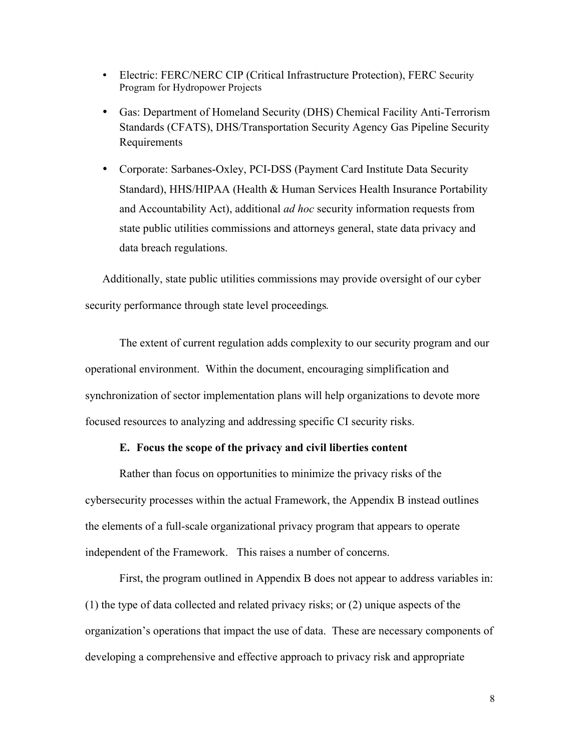- Electric: FERC/NERC CIP (Critical Infrastructure Protection), FERC Security Program for Hydropower Projects
- Gas: Department of Homeland Security (DHS) Chemical Facility Anti-Terrorism Standards (CFATS), DHS/Transportation Security Agency Gas Pipeline Security Requirements
- Corporate: Sarbanes-Oxley, PCI-DSS (Payment Card Institute Data Security Standard), HHS/HIPAA (Health & Human Services Health Insurance Portability and Accountability Act), additional *ad hoc* security information requests from state public utilities commissions and attorneys general, state data privacy and data breach regulations.

Additionally, state public utilities commissions may provide oversight of our cyber security performance through state level proceedings.

The extent of current regulation adds complexity to our security program and our operational environment. Within the document, encouraging simplification and synchronization of sector implementation plans will help organizations to devote more focused resources to analyzing and addressing specific CI security risks.

**E. Focus the scope of the privacy and civil liberties content**

Rather than focus on opportunities to minimize the privacy risks of the cybersecurity processes within the actual Framework, the Appendix B instead outlines the elements of a full-scale organizational privacy program that appears to operate independent of the Framework. This raises a number of concerns.

First, the program outlined in Appendix B does not appear to address variables in: (1) the type of data collected and related privacy risks; or (2) unique aspects of the organization's operations that impact the use of data. These are necessary components of developing a comprehensive and effective approach to privacy risk and appropriate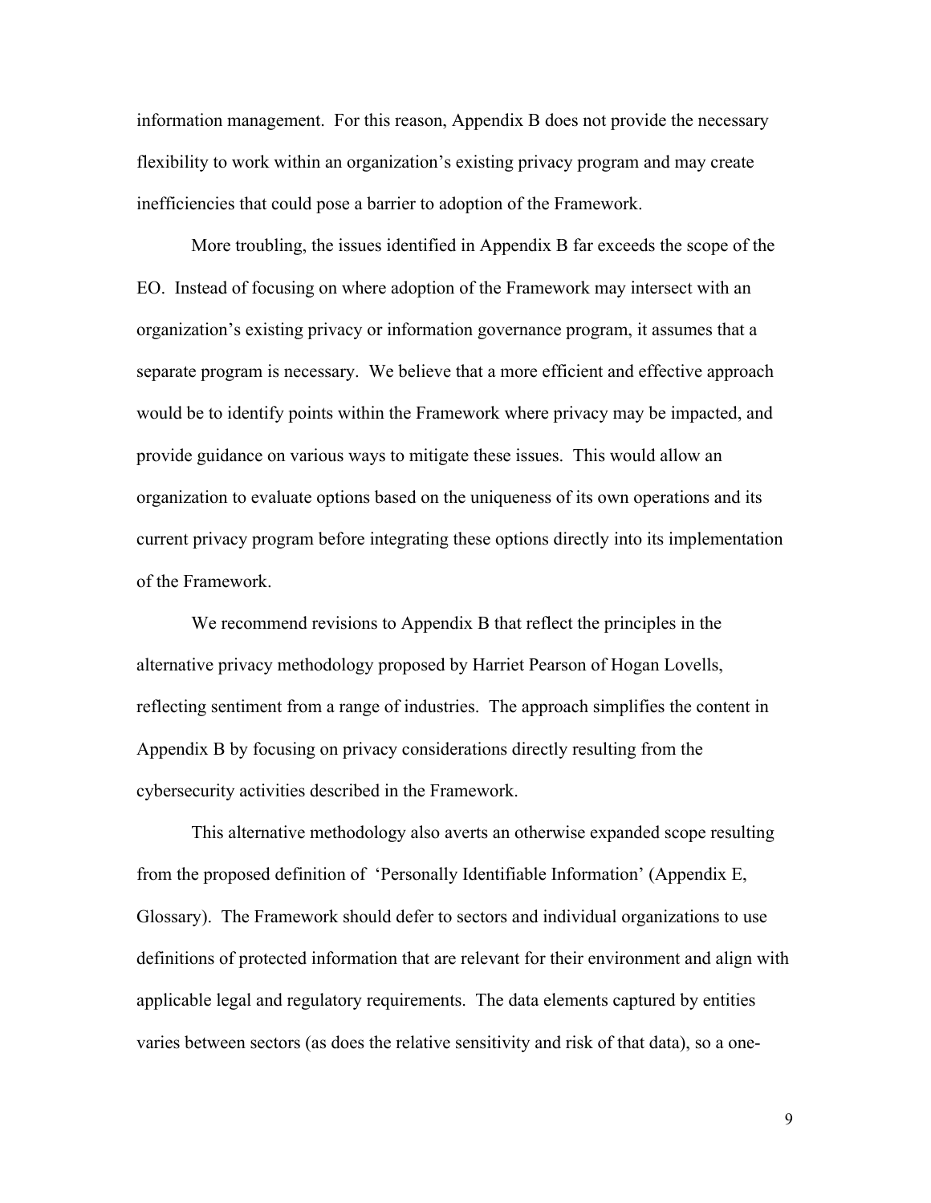information management. For this reason, Appendix B does not provide the necessary flexibility to work within an organization's existing privacy program and may create inefficiencies that could pose a barrier to adoption of the Framework.

More troubling, the issues identified in Appendix B far exceeds the scope of the EO. Instead of focusing on where adoption of the Framework may intersect with an organization's existing privacy or information governance program, it assumes that a separate program is necessary. We believe that a more efficient and effective approach would be to identify points within the Framework where privacy may be impacted, and provide guidance on various ways to mitigate these issues. This would allow an organization to evaluate options based on the uniqueness of its own operations and its current privacy program before integrating these options directly into its implementation of the Framework.

We recommend revisions to Appendix B that reflect the principles in the alternative privacy methodology proposed by Harriet Pearson of Hogan Lovells, reflecting sentiment from a range of industries. The approach simplifies the content in Appendix B by focusing on privacy considerations directly resulting from the cybersecurity activities described in the Framework.

This alternative methodology also averts an otherwise expanded scope resulting from the proposed definition of 'Personally Identifiable Information' (Appendix E, Glossary). The Framework should defer to sectors and individual organizations to use definitions of protected information that are relevant for their environment and align with applicable legal and regulatory requirements. The data elements captured by entities varies between sectors (as does the relative sensitivity and risk of that data), so a one-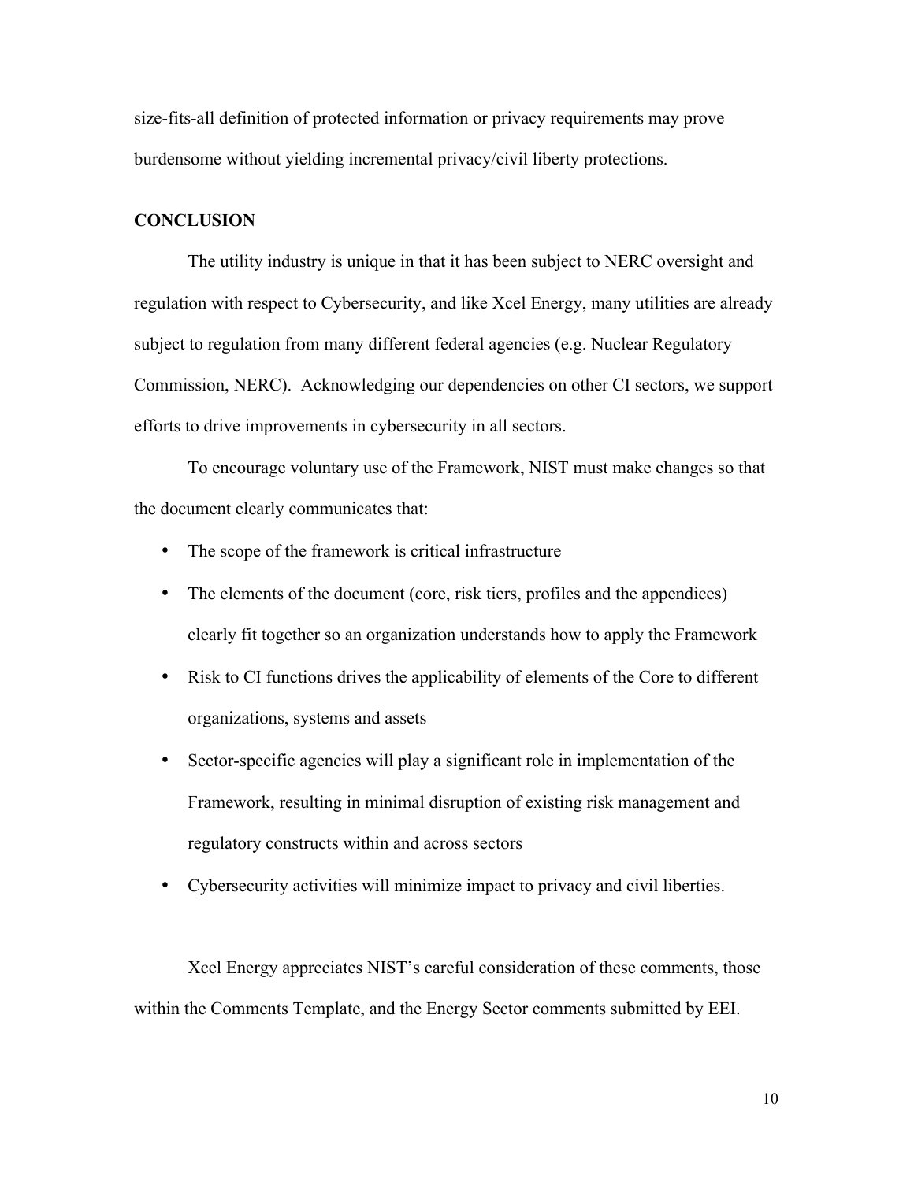size-fits-all definition of protected information or privacy requirements may prove burdensome without yielding incremental privacy/civil liberty protections.

## CONCLUSION

The utility industry is unique in that it has been subject to NERC oversight and regulation with respect to Cybersecurity, and like Xcel Energy, many utilities are already subject to regulation from many different federal agencies (e.g. Nuclear Regulatory Commission, NERC). Acknowledging our dependencies on other CI sectors, we support efforts to drive improvements in cybersecurity in all sectors.

To encourage voluntary use of the Framework, NIST must make changes so that the document clearly communicates that:

- The scope of the framework is critical infrastructure
- The elements of the document (core, risk tiers, profiles and the appendices) clearly fit together so an organization understands how to apply the Framework
- Risk to CI functions drives the applicability of elements of the Core to different organizations, systems and assets
- Sector-specific agencies will play a significant role in implementation of the Framework, resulting in minimal disruption of existing risk management and regulatory constructs within and across sectors
- Cybersecurity activities will minimize impact to privacy and civil liberties.

Xcel Energy appreciates NIST's careful consideration of these comments, those within the Comments Template, and the Energy Sector comments submitted by EEI.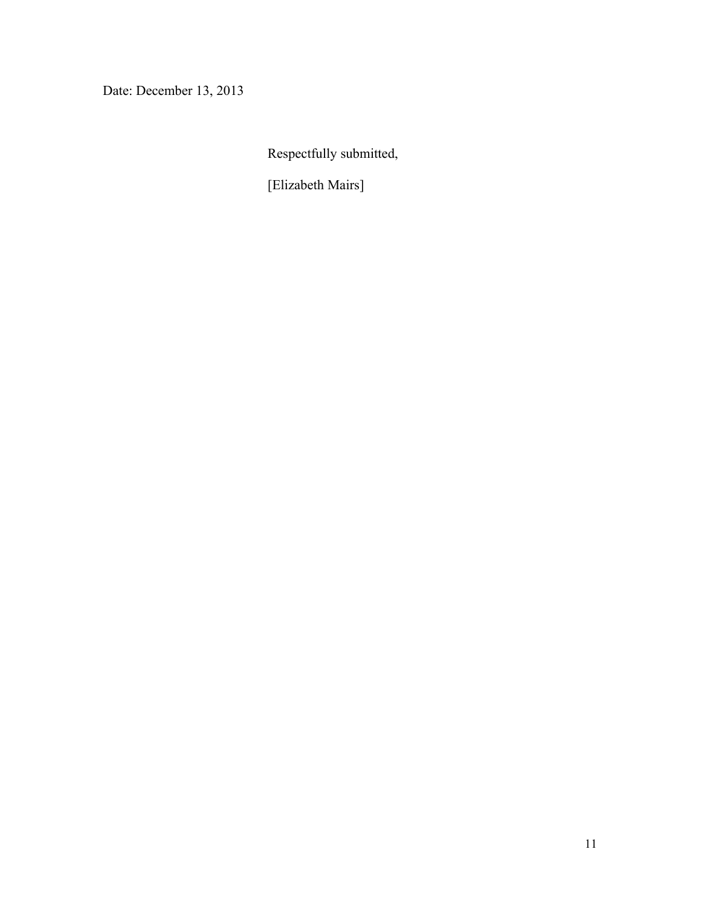Date: December 13, 2013

Respectfully submitted,

[Elizabeth Mairs]